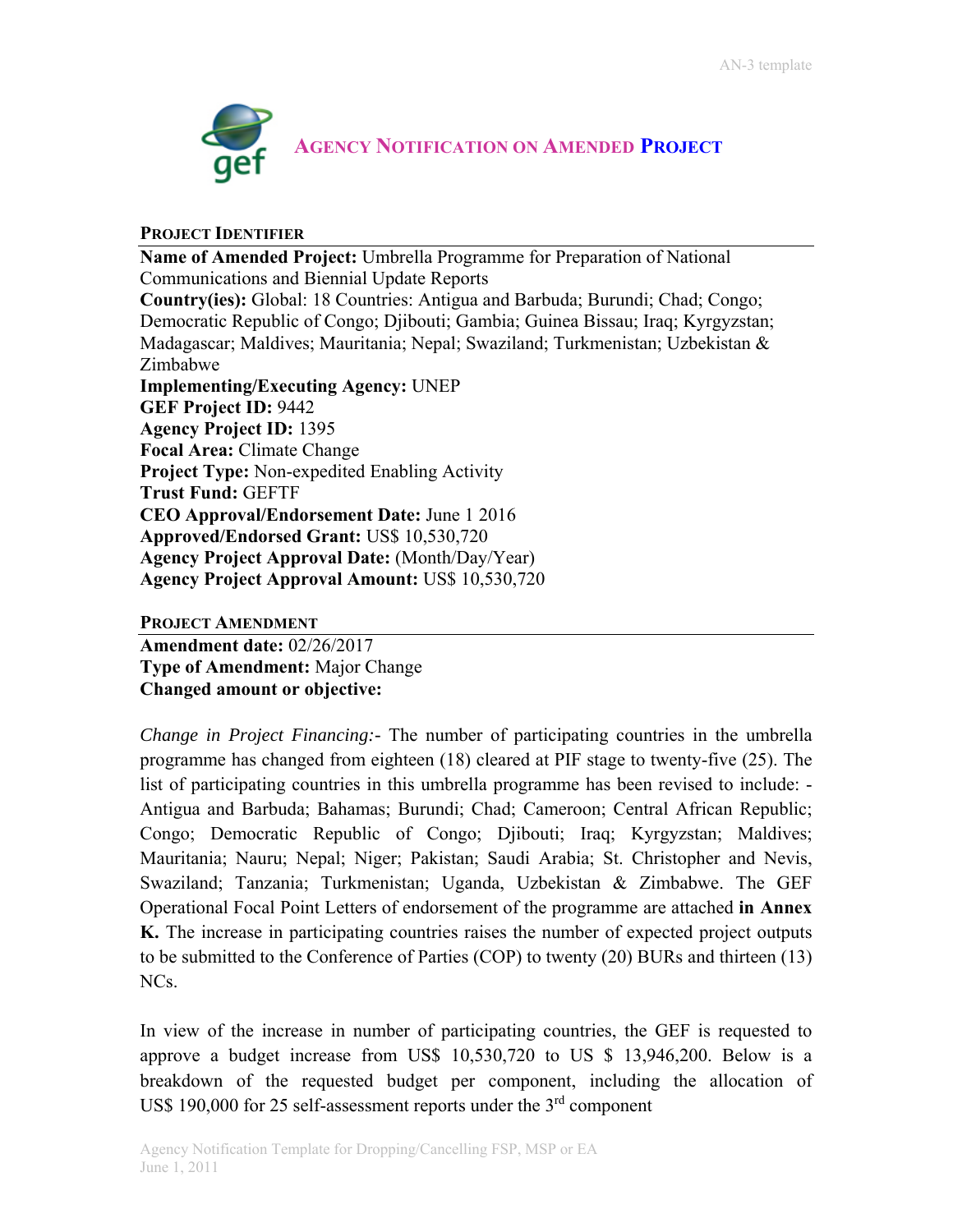# Agency Notification on Amended Project

## Project Identifier

**Name of Amended Project:** Umbrella Programme for Preparation of National Communications and Biennial Update Reports
**Country(ies):** Global: 18 Countries: Antigua and Barbuda; Burundi; Chad; Congo; Democratic Republic of Congo; Djibouti; Gambia; Guinea Bissau; Iraq; Kyrgyzstan; Madagascar; Maldives; Mauritania; Nepal; Swaziland; Turkmenistan; Uzbekistan & Zimbabwe
**Implementing/Executing Agency:** UNEP
**GEF Project ID:** 9442
**Agency Project ID:** 1395
**Focal Area:** Climate Change
**Project Type:** Non-expedited Enabling Activity
**Trust Fund:** GEFTF
**CEO Approval/Endorsement Date:** June 1 2016
**Approved/Endorsed Grant:** US$ 10,530,720
**Agency Project Approval Date:** (Month/Day/Year)
**Agency Project Approval Amount:** US$ 10,530,720

## Project Amendment

**Amendment date:** 02/26/2017
**Type of Amendment:** Major Change
**Changed amount or objective:**

*Change in Project Financing:-* The number of participating countries in the umbrella programme has changed from eighteen (18) cleared at PIF stage to twenty-five (25). The list of participating countries in this umbrella programme has been revised to include: - Antigua and Barbuda; Bahamas; Burundi; Chad; Cameroon; Central African Republic; Congo; Democratic Republic of Congo; Djibouti; Iraq; Kyrgyzstan; Maldives; Mauritania; Nauru; Nepal; Niger; Pakistan; Saudi Arabia; St. Christopher and Nevis, Swaziland; Tanzania; Turkmenistan; Uganda, Uzbekistan & Zimbabwe. The GEF Operational Focal Point Letters of endorsement of the programme are attached **in Annex K.** The increase in participating countries raises the number of expected project outputs to be submitted to the Conference of Parties (COP) to twenty (20) BURs and thirteen (13) NCs.

In view of the increase in number of participating countries, the GEF is requested to approve a budget increase from US$ 10,530,720 to US $ 13,946,200. Below is a breakdown of the requested budget per component, including the allocation of US$ 190,000 for 25 self-assessment reports under the 3rd component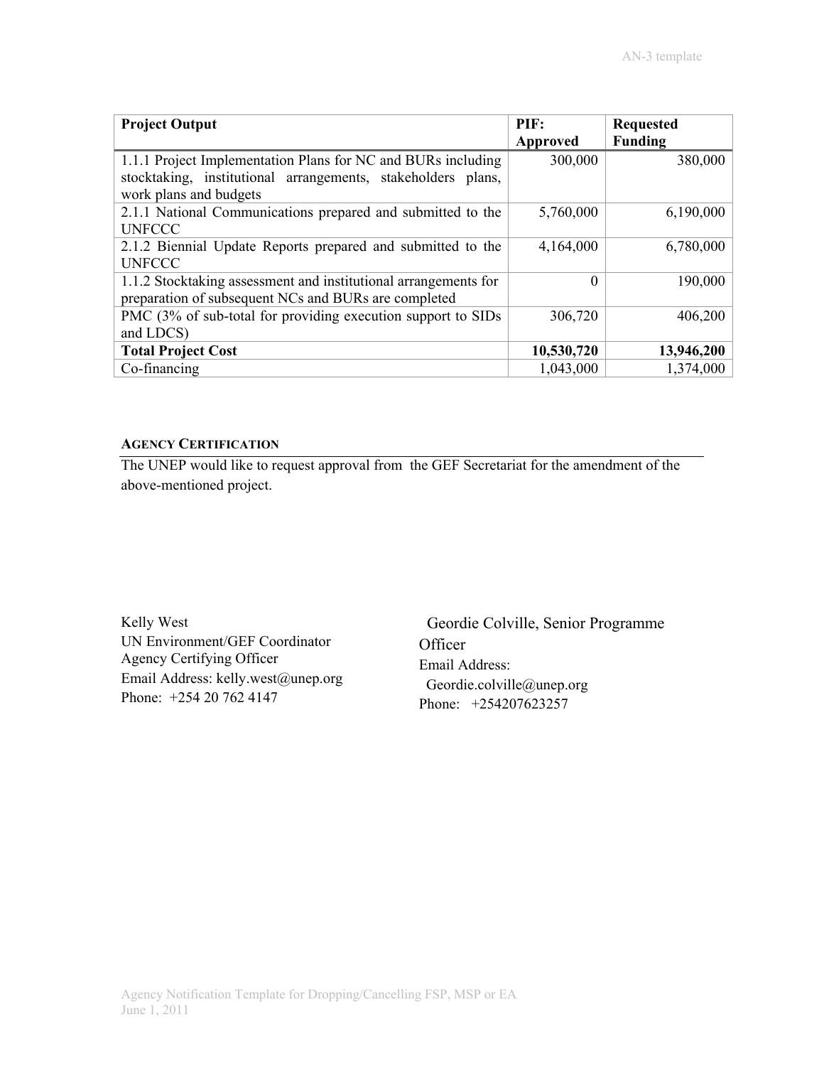| Project Output | PIF: Approved | Requested Funding |
|---|---|---|
| 1.1.1 Project Implementation Plans for NC and BURs including stocktaking, institutional arrangements, stakeholders plans, work plans and budgets | 300,000 | 380,000 |
| 2.1.1 National Communications prepared and submitted to the UNFCCC | 5,760,000 | 6,190,000 |
| 2.1.2 Biennial Update Reports prepared and submitted to the UNFCCC | 4,164,000 | 6,780,000 |
| 1.1.2 Stocktaking assessment and institutional arrangements for preparation of subsequent NCs and BURs are completed | 0 | 190,000 |
| PMC (3% of sub-total for providing execution support to SIDs and LDCS) | 306,720 | 406,200 |
| **Total Project Cost** | **10,530,720** | **13,946,200** |
| Co-financing | 1,043,000 | 1,374,000 |

### AGENCY CERTIFICATION

The UNEP would like to request approval from the GEF Secretariat for the amendment of the above-mentioned project.

Kelly West
UN Environment/GEF Coordinator
Agency Certifying Officer
Email Address: kelly.west@unep.org
Phone: +254 20 762 4147

Geordie Colville, Senior Programme Officer
Email Address:
Geordie.colville@unep.org
Phone: +254207623257